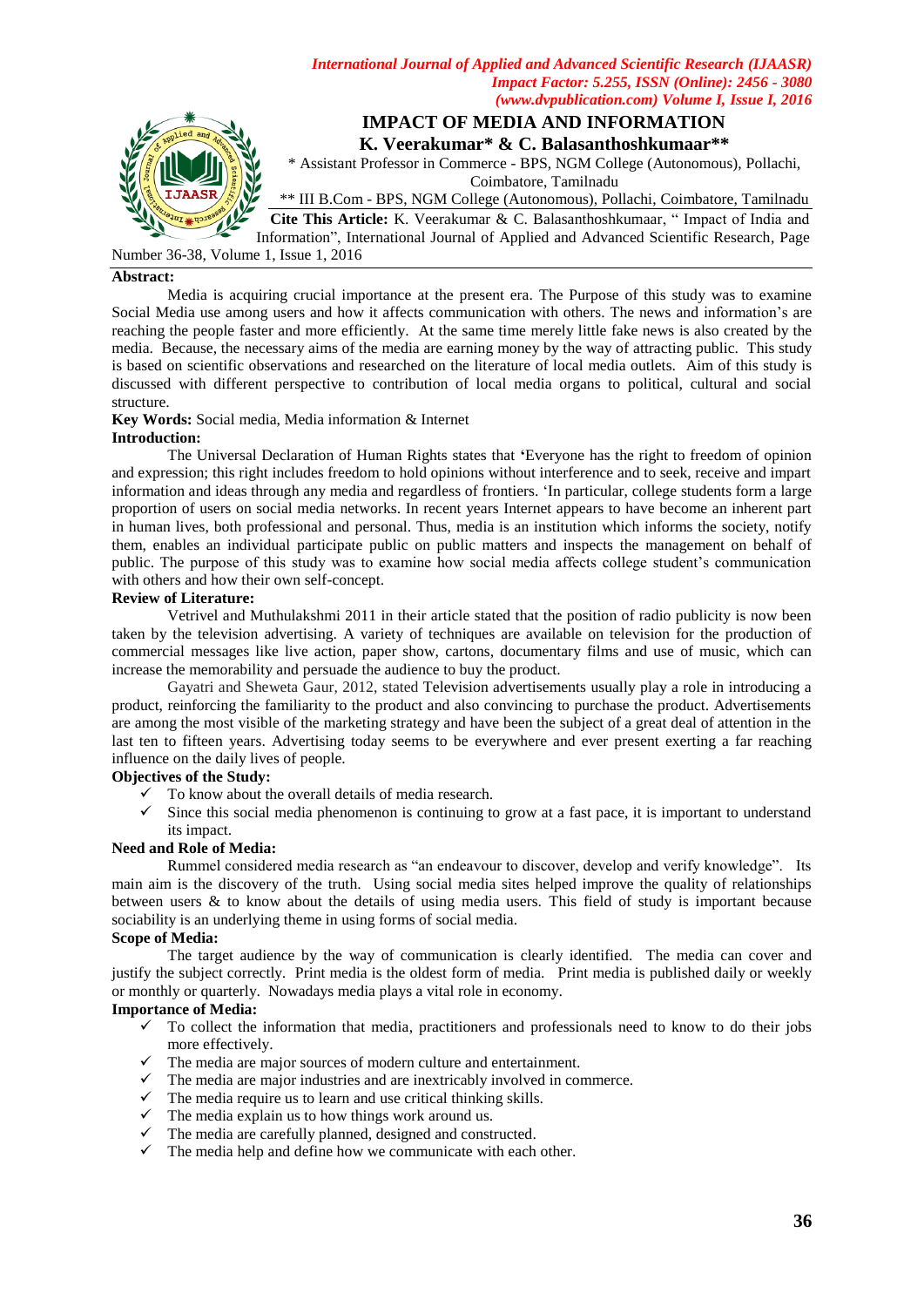# IMPACT OF MEDIA AND INFORMATION

**K. Veerakumar\* & C. Balasanthoshkumaar\*\***

\* Assistant Professor in Commerce - BPS, NGM College (Autonomous), Pollachi, Coimbatore, Tamilnadu

\*\* III B.Com - BPS, NGM College (Autonomous), Pollachi, Coimbatore, Tamilnadu

**Cite This Article:** K. Veerakumar & C. Balasanthoshkumaar, " Impact of India and Information", International Journal of Applied and Advanced Scientific Research, Page Number 36-38, Volume 1, Issue 1, 2016

**Abstract:**

Media is acquiring crucial importance at the present era. The Purpose of this study was to examine Social Media use among users and how it affects communication with others. The news and information's are reaching the people faster and more efficiently. At the same time merely little fake news is also created by the media. Because, the necessary aims of the media are earning money by the way of attracting public. This study is based on scientific observations and researched on the literature of local media outlets. Aim of this study is discussed with different perspective to contribution of local media organs to political, cultural and social structure.

**Key Words:** Social media, Media information & Internet

**Introduction:**

The Universal Declaration of Human Rights states that 'Everyone has the right to freedom of opinion and expression; this right includes freedom to hold opinions without interference and to seek, receive and impart information and ideas through any media and regardless of frontiers. 'In particular, college students form a large proportion of users on social media networks. In recent years Internet appears to have become an inherent part in human lives, both professional and personal. Thus, media is an institution which informs the society, notify them, enables an individual participate public on public matters and inspects the management on behalf of public. The purpose of this study was to examine how social media affects college student's communication with others and how their own self-concept.

**Review of Literature:**

Vetrivel and Muthulakshmi 2011 in their article stated that the position of radio publicity is now been taken by the television advertising. A variety of techniques are available on television for the production of commercial messages like live action, paper show, cartons, documentary films and use of music, which can increase the memorability and persuade the audience to buy the product.

Gayatri and Sheweta Gaur, 2012, stated Television advertisements usually play a role in introducing a product, reinforcing the familiarity to the product and also convincing to purchase the product. Advertisements are among the most visible of the marketing strategy and have been the subject of a great deal of attention in the last ten to fifteen years. Advertising today seems to be everywhere and ever present exerting a far reaching influence on the daily lives of people.

**Objectives of the Study:**

- To know about the overall details of media research.
- Since this social media phenomenon is continuing to grow at a fast pace, it is important to understand its impact.

**Need and Role of Media:**

Rummel considered media research as "an endeavour to discover, develop and verify knowledge". Its main aim is the discovery of the truth. Using social media sites helped improve the quality of relationships between users & to know about the details of using media users. This field of study is important because sociability is an underlying theme in using forms of social media.

**Scope of Media:**

The target audience by the way of communication is clearly identified. The media can cover and justify the subject correctly. Print media is the oldest form of media. Print media is published daily or weekly or monthly or quarterly. Nowadays media plays a vital role in economy.

**Importance of Media:**

- To collect the information that media, practitioners and professionals need to know to do their jobs more effectively.
- The media are major sources of modern culture and entertainment.
- The media are major industries and are inextricably involved in commerce.
- The media require us to learn and use critical thinking skills.
- The media explain us to how things work around us.
- The media are carefully planned, designed and constructed.
- The media help and define how we communicate with each other.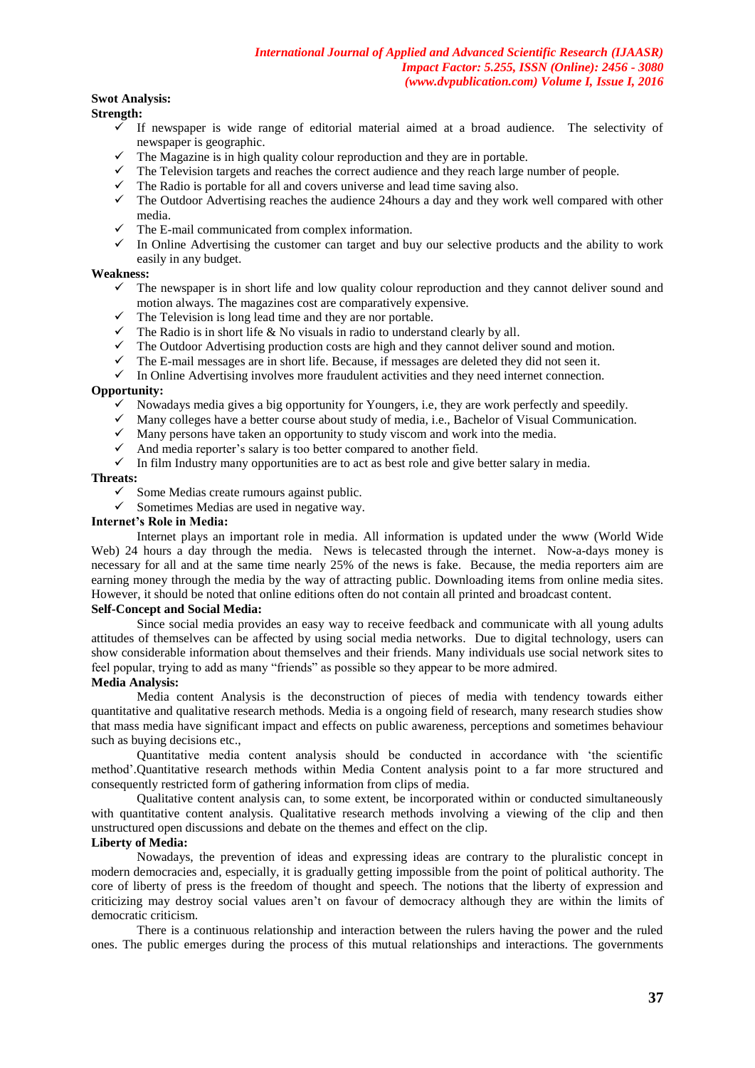**Swot Analysis:**

**Strength:**

- ✓ If newspaper is wide range of editorial material aimed at a broad audience. The selectivity of newspaper is geographic.
- ✓ The Magazine is in high quality colour reproduction and they are in portable.
- ✓ The Television targets and reaches the correct audience and they reach large number of people.
- ✓ The Radio is portable for all and covers universe and lead time saving also.
- ✓ The Outdoor Advertising reaches the audience 24hours a day and they work well compared with other media.
- ✓ The E-mail communicated from complex information.
- ✓ In Online Advertising the customer can target and buy our selective products and the ability to work easily in any budget.

**Weakness:**

- ✓ The newspaper is in short life and low quality colour reproduction and they cannot deliver sound and motion always. The magazines cost are comparatively expensive.
- ✓ The Television is long lead time and they are nor portable.
- ✓ The Radio is in short life & No visuals in radio to understand clearly by all.
- ✓ The Outdoor Advertising production costs are high and they cannot deliver sound and motion.
- ✓ The E-mail messages are in short life. Because, if messages are deleted they did not seen it.
- ✓ In Online Advertising involves more fraudulent activities and they need internet connection.

**Opportunity:**

- ✓ Nowadays media gives a big opportunity for Youngers, i.e, they are work perfectly and speedily.
- ✓ Many colleges have a better course about study of media, i.e., Bachelor of Visual Communication.
- ✓ Many persons have taken an opportunity to study viscom and work into the media.
- ✓ And media reporter's salary is too better compared to another field.
- ✓ In film Industry many opportunities are to act as best role and give better salary in media.

**Threats:**

- ✓ Some Medias create rumours against public.
- ✓ Sometimes Medias are used in negative way.

**Internet's Role in Media:**

Internet plays an important role in media. All information is updated under the www (World Wide Web) 24 hours a day through the media. News is telecasted through the internet. Now-a-days money is necessary for all and at the same time nearly 25% of the news is fake. Because, the media reporters aim are earning money through the media by the way of attracting public. Downloading items from online media sites. However, it should be noted that online editions often do not contain all printed and broadcast content.

**Self-Concept and Social Media:**

Since social media provides an easy way to receive feedback and communicate with all young adults attitudes of themselves can be affected by using social media networks. Due to digital technology, users can show considerable information about themselves and their friends. Many individuals use social network sites to feel popular, trying to add as many "friends" as possible so they appear to be more admired.

**Media Analysis:**

Media content Analysis is the deconstruction of pieces of media with tendency towards either quantitative and qualitative research methods. Media is a ongoing field of research, many research studies show that mass media have significant impact and effects on public awareness, perceptions and sometimes behaviour such as buying decisions etc.,

Quantitative media content analysis should be conducted in accordance with 'the scientific method'.Quantitative research methods within Media Content analysis point to a far more structured and consequently restricted form of gathering information from clips of media.

Qualitative content analysis can, to some extent, be incorporated within or conducted simultaneously with quantitative content analysis. Qualitative research methods involving a viewing of the clip and then unstructured open discussions and debate on the themes and effect on the clip.

**Liberty of Media:**

Nowadays, the prevention of ideas and expressing ideas are contrary to the pluralistic concept in modern democracies and, especially, it is gradually getting impossible from the point of political authority. The core of liberty of press is the freedom of thought and speech. The notions that the liberty of expression and criticizing may destroy social values aren't on favour of democracy although they are within the limits of democratic criticism.

There is a continuous relationship and interaction between the rulers having the power and the ruled ones. The public emerges during the process of this mutual relationships and interactions. The governments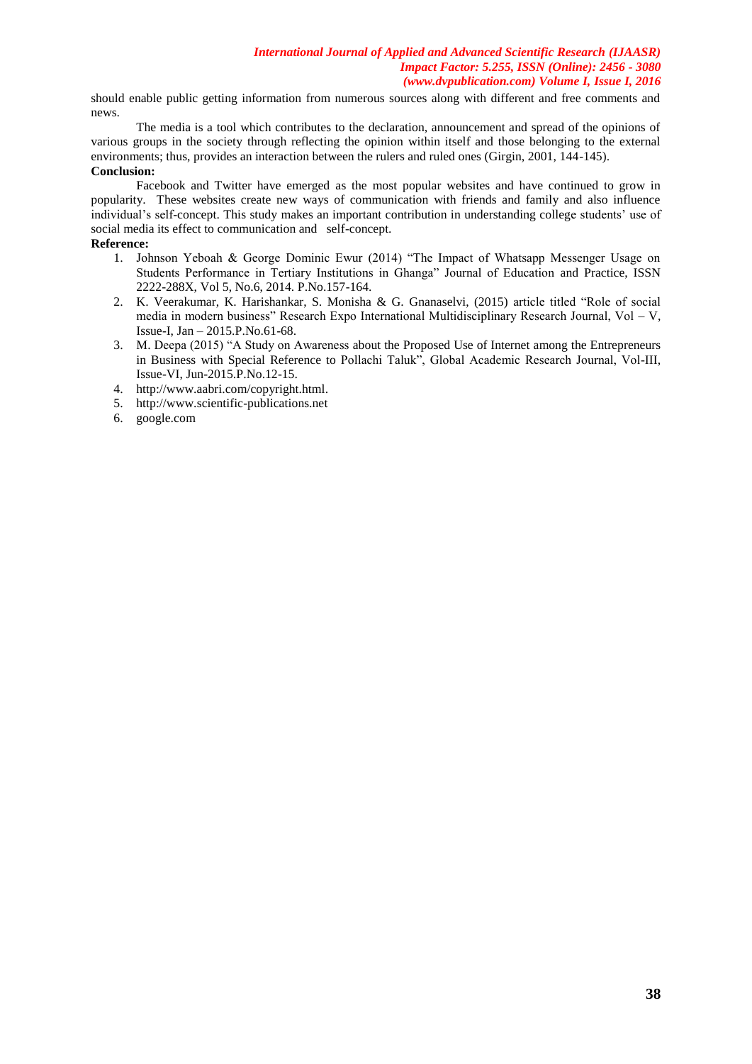should enable public getting information from numerous sources along with different and free comments and news.

The media is a tool which contributes to the declaration, announcement and spread of the opinions of various groups in the society through reflecting the opinion within itself and those belonging to the external environments; thus, provides an interaction between the rulers and ruled ones (Girgin, 2001, 144-145).

**Conclusion:**

Facebook and Twitter have emerged as the most popular websites and have continued to grow in popularity. These websites create new ways of communication with friends and family and also influence individual's self-concept. This study makes an important contribution in understanding college students' use of social media its effect to communication and self-concept.

**Reference:**

1. Johnson Yeboah & George Dominic Ewur (2014) "The Impact of Whatsapp Messenger Usage on Students Performance in Tertiary Institutions in Ghanga" Journal of Education and Practice, ISSN 2222-288X, Vol 5, No.6, 2014. P.No.157-164.
2. K. Veerakumar, K. Harishankar, S. Monisha & G. Gnanaselvi, (2015) article titled "Role of social media in modern business" Research Expo International Multidisciplinary Research Journal, Vol – V, Issue-I, Jan – 2015.P.No.61-68.
3. M. Deepa (2015) "A Study on Awareness about the Proposed Use of Internet among the Entrepreneurs in Business with Special Reference to Pollachi Taluk", Global Academic Research Journal, Vol-III, Issue-VI, Jun-2015.P.No.12-15.
4. http://www.aabri.com/copyright.html.
5. http://www.scientific-publications.net
6. google.com